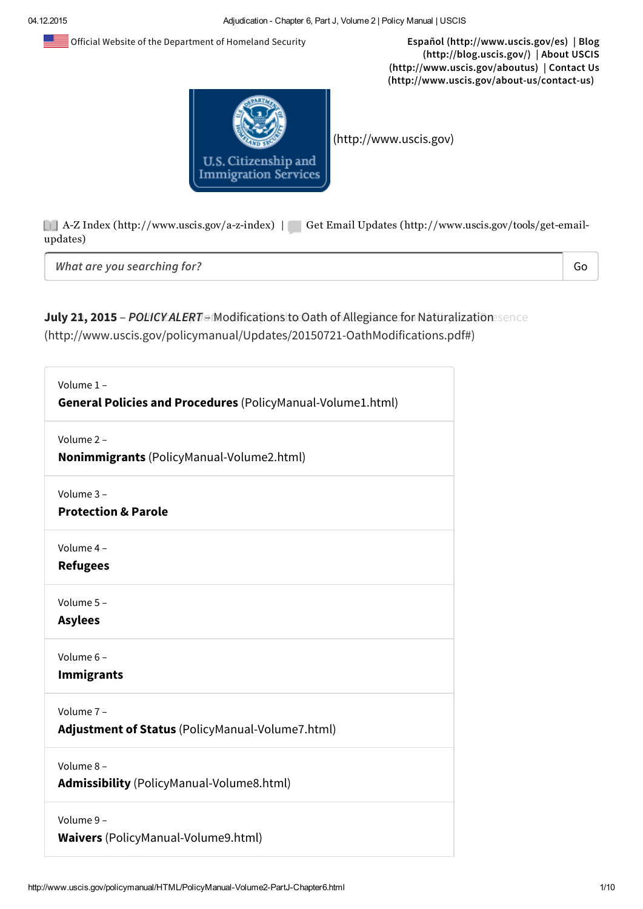Official Website of the Department of Homeland Security

**Español (http://www.uscis.gov/es)** | **Blog (http://blog.uscis.gov/)** | **About USCIS (http://www.uscis.gov/aboutus)** | **Contact Us (http://www.uscis.gov/about-us/contact-us)**

U.S. Citizenship and Immigration Services (http://www.uscis.gov)

A-Z Index (http://www.uscis.gov/a-z-index) | Get Email Updates (http://www.uscis.gov/tools/get-email-updates)

What are you searching for? Go

**July 21, 2015** – *POLICY ALERT* – Modifications to Oath of Allegiance for Naturalization (http://www.uscis.gov/policymanual/Updates/20150721-OathModifications.pdf#)

Volume 1 –
**General Policies and Procedures** (PolicyManual-Volume1.html)

Volume 2 –
**Nonimmigrants** (PolicyManual-Volume2.html)

Volume 3 –
**Protection & Parole**

Volume 4 –
**Refugees**

Volume 5 –
**Asylees**

Volume 6 –
**Immigrants**

Volume 7 –
**Adjustment of Status** (PolicyManual-Volume7.html)

Volume 8 –
**Admissibility** (PolicyManual-Volume8.html)

Volume 9 –
**Waivers** (PolicyManual-Volume9.html)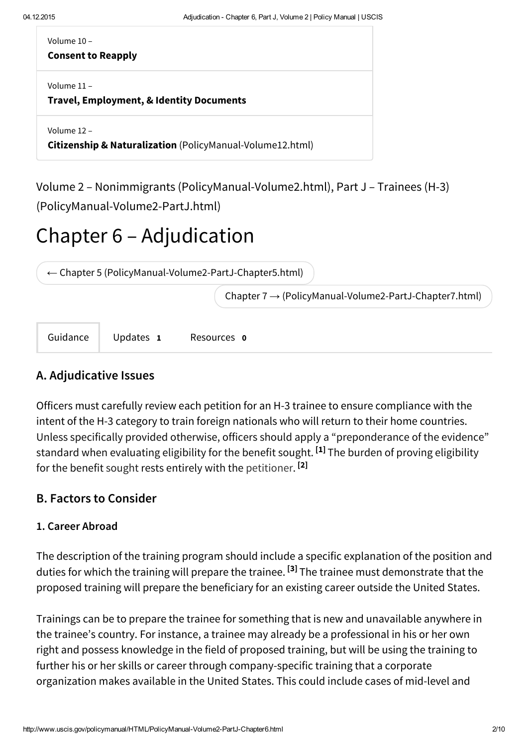Volume 10 –
**Consent to Reapply**

Volume 11 –
**Travel, Employment, & Identity Documents**

Volume 12 –
**Citizenship & Naturalization** (PolicyManual-Volume12.html)

Volume 2 – Nonimmigrants (PolicyManual-Volume2.html), Part J – Trainees (H-3) (PolicyManual-Volume2-PartJ.html)

# Chapter 6 – Adjudication

← Chapter 5 (PolicyManual-Volume2-PartJ-Chapter5.html)

Chapter 7 → (PolicyManual-Volume2-PartJ-Chapter7.html)

Guidance | Updates 1 | Resources 0

## A. Adjudicative Issues

Officers must carefully review each petition for an H-3 trainee to ensure compliance with the intent of the H-3 category to train foreign nationals who will return to their home countries. Unless specifically provided otherwise, officers should apply a "preponderance of the evidence" standard when evaluating eligibility for the benefit sought. [1] The burden of proving eligibility for the benefit sought rests entirely with the petitioner. [2]

## B. Factors to Consider

### 1. Career Abroad

The description of the training program should include a specific explanation of the position and duties for which the training will prepare the trainee. [3] The trainee must demonstrate that the proposed training will prepare the beneficiary for an existing career outside the United States.

Trainings can be to prepare the trainee for something that is new and unavailable anywhere in the trainee's country. For instance, a trainee may already be a professional in his or her own right and possess knowledge in the field of proposed training, but will be using the training to further his or her skills or career through company-specific training that a corporate organization makes available in the United States. This could include cases of mid-level and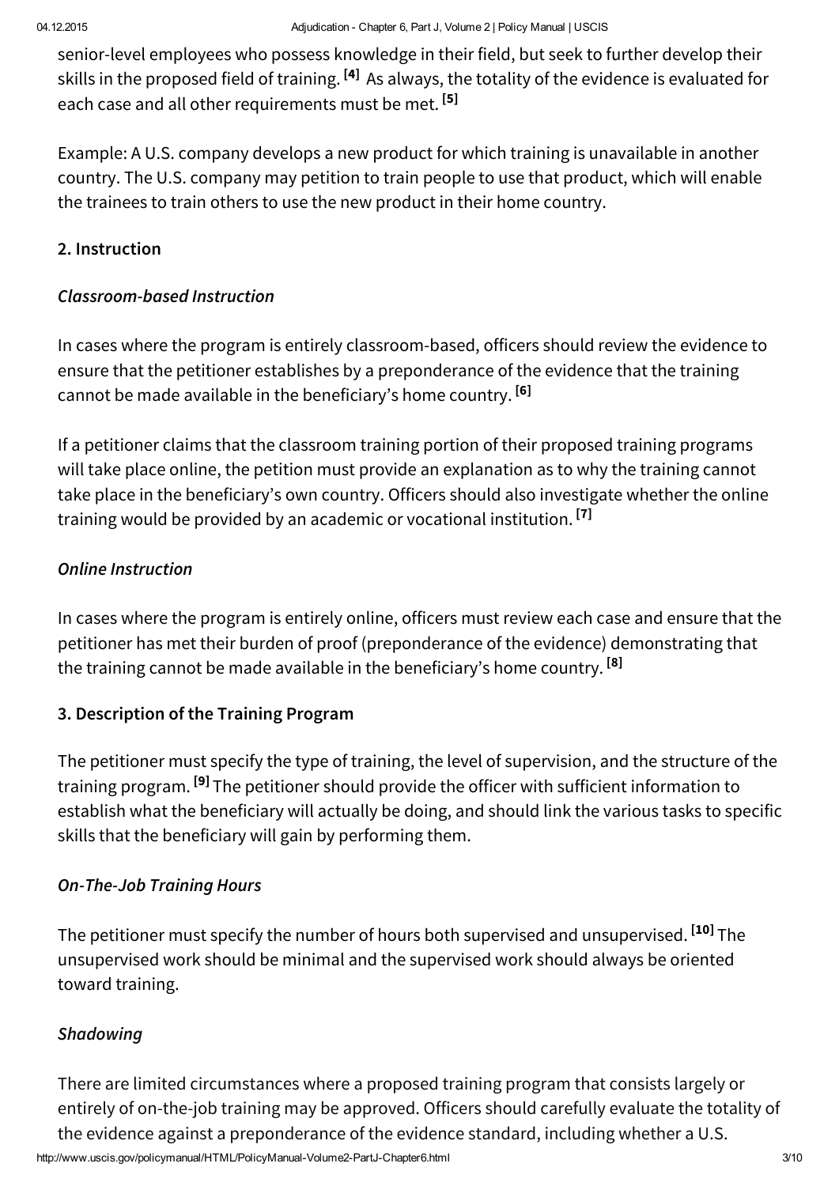senior-level employees who possess knowledge in their field, but seek to further develop their skills in the proposed field of training. [4] As always, the totality of the evidence is evaluated for each case and all other requirements must be met. [5]

Example: A U.S. company develops a new product for which training is unavailable in another country. The U.S. company may petition to train people to use that product, which will enable the trainees to train others to use the new product in their home country.

### 2. Instruction

#### *Classroom-based Instruction*

In cases where the program is entirely classroom-based, officers should review the evidence to ensure that the petitioner establishes by a preponderance of the evidence that the training cannot be made available in the beneficiary's home country. [6]

If a petitioner claims that the classroom training portion of their proposed training programs will take place online, the petition must provide an explanation as to why the training cannot take place in the beneficiary's own country. Officers should also investigate whether the online training would be provided by an academic or vocational institution. [7]

#### *Online Instruction*

In cases where the program is entirely online, officers must review each case and ensure that the petitioner has met their burden of proof (preponderance of the evidence) demonstrating that the training cannot be made available in the beneficiary's home country. [8]

### 3. Description of the Training Program

The petitioner must specify the type of training, the level of supervision, and the structure of the training program. [9] The petitioner should provide the officer with sufficient information to establish what the beneficiary will actually be doing, and should link the various tasks to specific skills that the beneficiary will gain by performing them.

#### *On-The-Job Training Hours*

The petitioner must specify the number of hours both supervised and unsupervised. [10] The unsupervised work should be minimal and the supervised work should always be oriented toward training.

#### *Shadowing*

There are limited circumstances where a proposed training program that consists largely or entirely of on-the-job training may be approved. Officers should carefully evaluate the totality of the evidence against a preponderance of the evidence standard, including whether a U.S.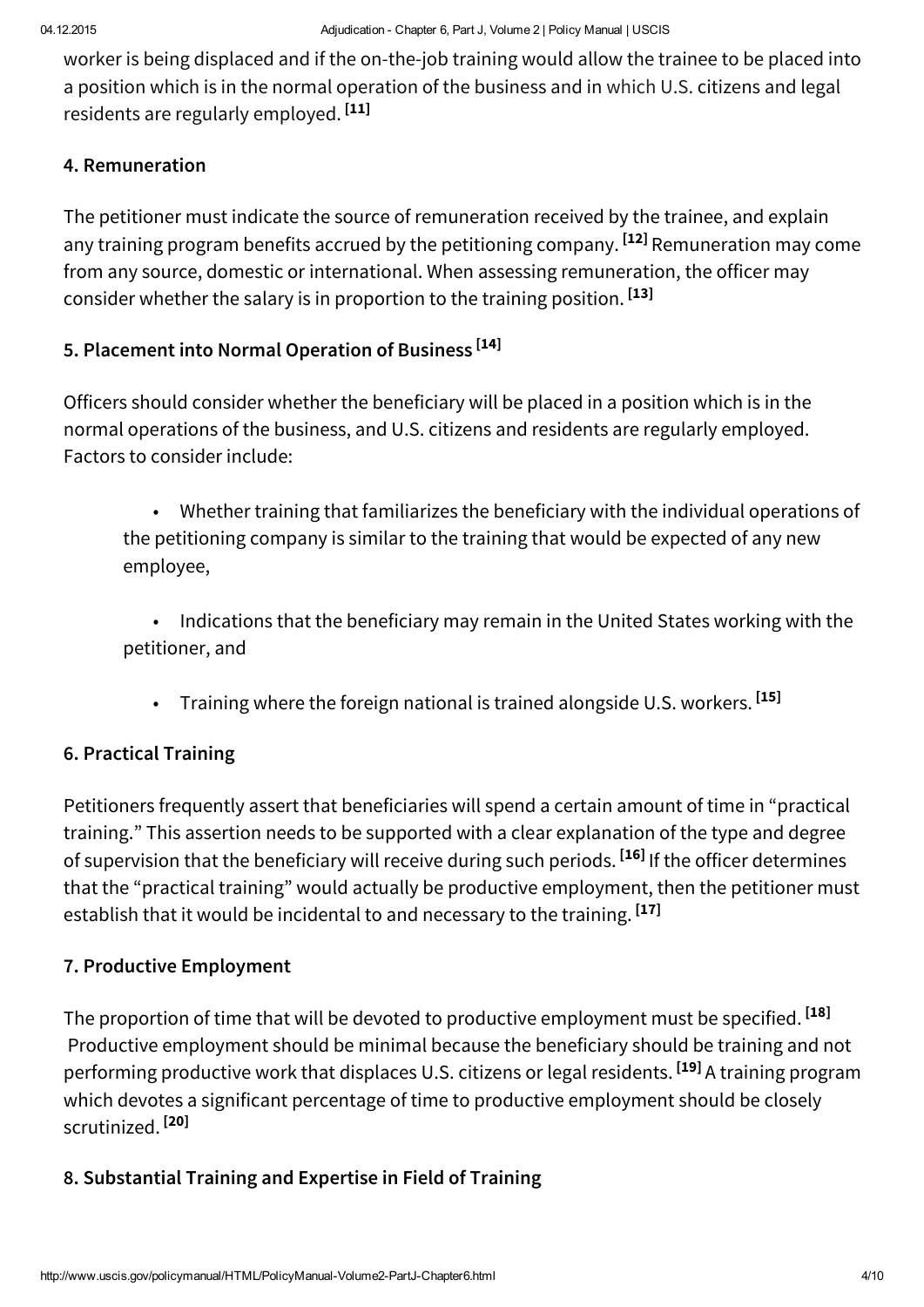worker is being displaced and if the on-the-job training would allow the trainee to be placed into a position which is in the normal operation of the business and in which U.S. citizens and legal residents are regularly employed. [11]

### 4. Remuneration

The petitioner must indicate the source of remuneration received by the trainee, and explain any training program benefits accrued by the petitioning company. [12] Remuneration may come from any source, domestic or international. When assessing remuneration, the officer may consider whether the salary is in proportion to the training position. [13]

### 5. Placement into Normal Operation of Business [14]

Officers should consider whether the beneficiary will be placed in a position which is in the normal operations of the business, and U.S. citizens and residents are regularly employed. Factors to consider include:

- Whether training that familiarizes the beneficiary with the individual operations of the petitioning company is similar to the training that would be expected of any new employee,
- Indications that the beneficiary may remain in the United States working with the petitioner, and
- Training where the foreign national is trained alongside U.S. workers. [15]

### 6. Practical Training

Petitioners frequently assert that beneficiaries will spend a certain amount of time in "practical training." This assertion needs to be supported with a clear explanation of the type and degree of supervision that the beneficiary will receive during such periods. [16] If the officer determines that the "practical training" would actually be productive employment, then the petitioner must establish that it would be incidental to and necessary to the training. [17]

### 7. Productive Employment

The proportion of time that will be devoted to productive employment must be specified. [18] Productive employment should be minimal because the beneficiary should be training and not performing productive work that displaces U.S. citizens or legal residents. [19] A training program which devotes a significant percentage of time to productive employment should be closely scrutinized. [20]

### 8. Substantial Training and Expertise in Field of Training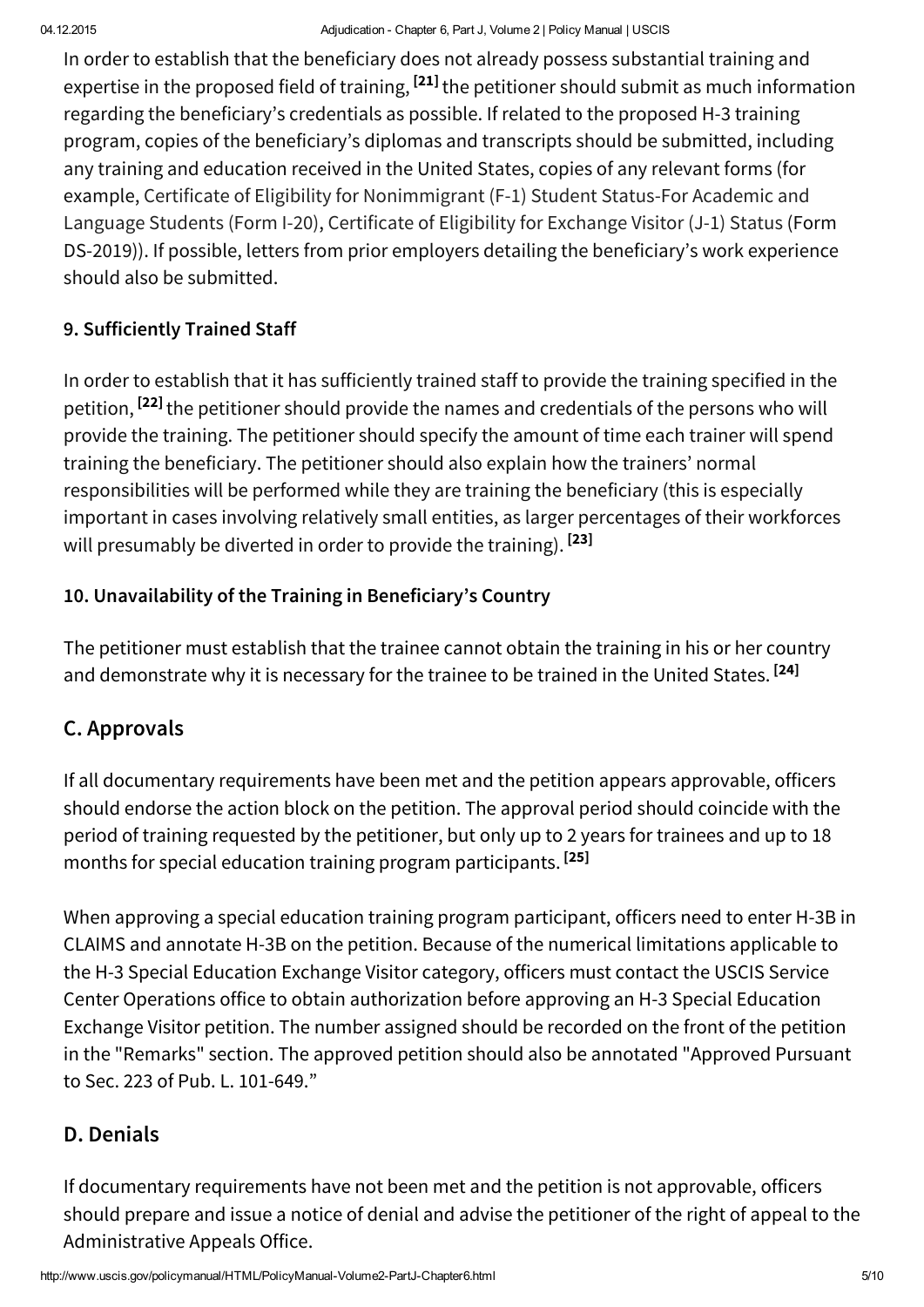In order to establish that the beneficiary does not already possess substantial training and expertise in the proposed field of training, [21] the petitioner should submit as much information regarding the beneficiary's credentials as possible. If related to the proposed H-3 training program, copies of the beneficiary's diplomas and transcripts should be submitted, including any training and education received in the United States, copies of any relevant forms (for example, Certificate of Eligibility for Nonimmigrant (F-1) Student Status-For Academic and Language Students (Form I-20), Certificate of Eligibility for Exchange Visitor (J-1) Status (Form DS-2019)). If possible, letters from prior employers detailing the beneficiary's work experience should also be submitted.

### 9. Sufficiently Trained Staff

In order to establish that it has sufficiently trained staff to provide the training specified in the petition, [22] the petitioner should provide the names and credentials of the persons who will provide the training. The petitioner should specify the amount of time each trainer will spend training the beneficiary. The petitioner should also explain how the trainers' normal responsibilities will be performed while they are training the beneficiary (this is especially important in cases involving relatively small entities, as larger percentages of their workforces will presumably be diverted in order to provide the training). [23]

### 10. Unavailability of the Training in Beneficiary's Country

The petitioner must establish that the trainee cannot obtain the training in his or her country and demonstrate why it is necessary for the trainee to be trained in the United States. [24]

## C. Approvals

If all documentary requirements have been met and the petition appears approvable, officers should endorse the action block on the petition. The approval period should coincide with the period of training requested by the petitioner, but only up to 2 years for trainees and up to 18 months for special education training program participants. [25]

When approving a special education training program participant, officers need to enter H-3B in CLAIMS and annotate H-3B on the petition. Because of the numerical limitations applicable to the H-3 Special Education Exchange Visitor category, officers must contact the USCIS Service Center Operations office to obtain authorization before approving an H-3 Special Education Exchange Visitor petition. The number assigned should be recorded on the front of the petition in the "Remarks" section. The approved petition should also be annotated "Approved Pursuant to Sec. 223 of Pub. L. 101-649."

## D. Denials

If documentary requirements have not been met and the petition is not approvable, officers should prepare and issue a notice of denial and advise the petitioner of the right of appeal to the Administrative Appeals Office.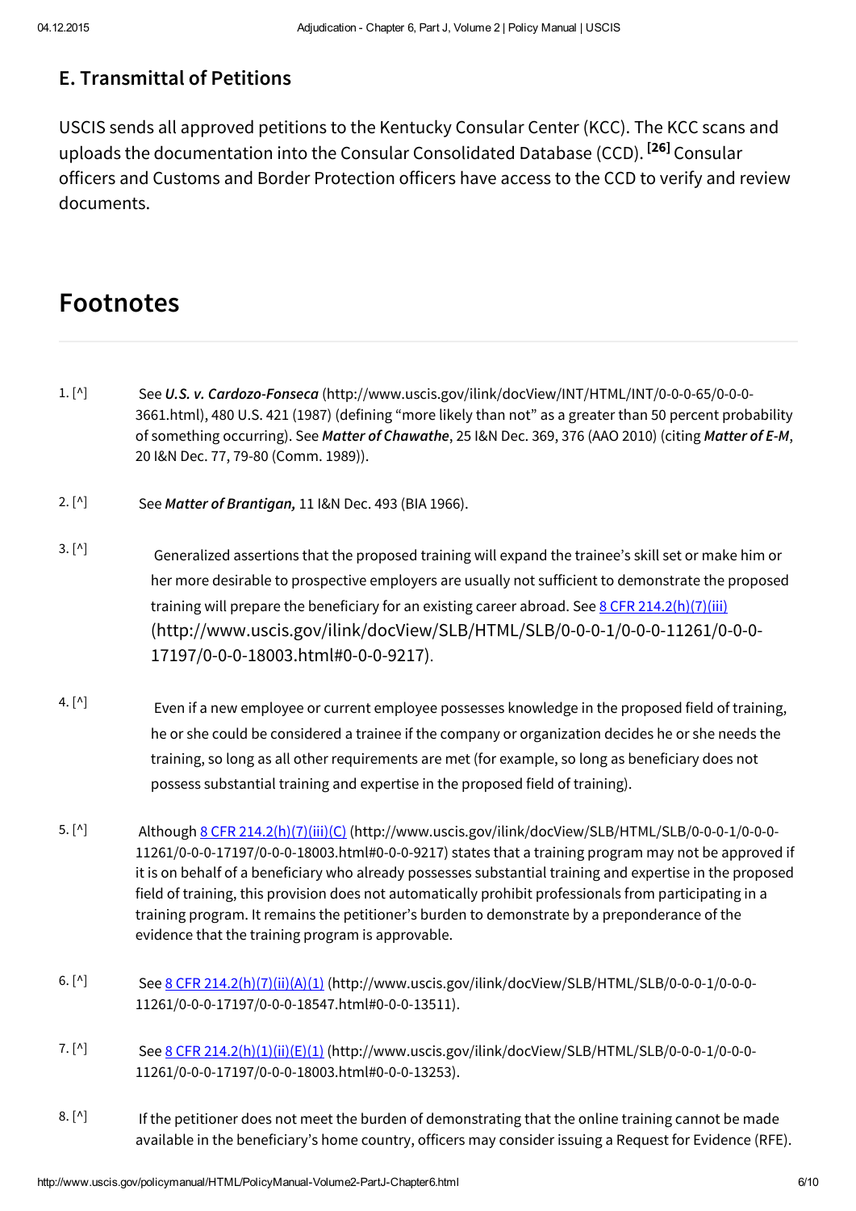## E. Transmittal of Petitions

USCIS sends all approved petitions to the Kentucky Consular Center (KCC). The KCC scans and uploads the documentation into the Consular Consolidated Database (CCD). [26] Consular officers and Customs and Border Protection officers have access to the CCD to verify and review documents.

# Footnotes

1. [^] See ***U.S. v. Cardozo-Fonseca*** (http://www.uscis.gov/ilink/docView/INT/HTML/INT/0-0-0-65/0-0-0-3661.html), 480 U.S. 421 (1987) (defining "more likely than not" as a greater than 50 percent probability of something occurring). See ***Matter of Chawathe***, 25 I&N Dec. 369, 376 (AAO 2010) (citing ***Matter of E-M***, 20 I&N Dec. 77, 79-80 (Comm. 1989)).

2. [^] See ***Matter of Brantigan,*** 11 I&N Dec. 493 (BIA 1966).

3. [^] Generalized assertions that the proposed training will expand the trainee's skill set or make him or her more desirable to prospective employers are usually not sufficient to demonstrate the proposed training will prepare the beneficiary for an existing career abroad. See 8 CFR 214.2(h)(7)(iii) (http://www.uscis.gov/ilink/docView/SLB/HTML/SLB/0-0-0-1/0-0-0-11261/0-0-0-17197/0-0-0-18003.html#0-0-0-9217).

4. [^] Even if a new employee or current employee possesses knowledge in the proposed field of training, he or she could be considered a trainee if the company or organization decides he or she needs the training, so long as all other requirements are met (for example, so long as beneficiary does not possess substantial training and expertise in the proposed field of training).

5. [^] Although 8 CFR 214.2(h)(7)(iii)(C) (http://www.uscis.gov/ilink/docView/SLB/HTML/SLB/0-0-0-1/0-0-0-11261/0-0-0-17197/0-0-0-18003.html#0-0-0-9217) states that a training program may not be approved if it is on behalf of a beneficiary who already possesses substantial training and expertise in the proposed field of training, this provision does not automatically prohibit professionals from participating in a training program. It remains the petitioner's burden to demonstrate by a preponderance of the evidence that the training program is approvable.

6. [^] See 8 CFR 214.2(h)(7)(ii)(A)(1) (http://www.uscis.gov/ilink/docView/SLB/HTML/SLB/0-0-0-1/0-0-0-11261/0-0-0-17197/0-0-0-18547.html#0-0-0-13511).

7. [^] See 8 CFR 214.2(h)(1)(ii)(E)(1) (http://www.uscis.gov/ilink/docView/SLB/HTML/SLB/0-0-0-1/0-0-0-11261/0-0-0-17197/0-0-0-18003.html#0-0-0-13253).

8. [^] If the petitioner does not meet the burden of demonstrating that the online training cannot be made available in the beneficiary's home country, officers may consider issuing a Request for Evidence (RFE).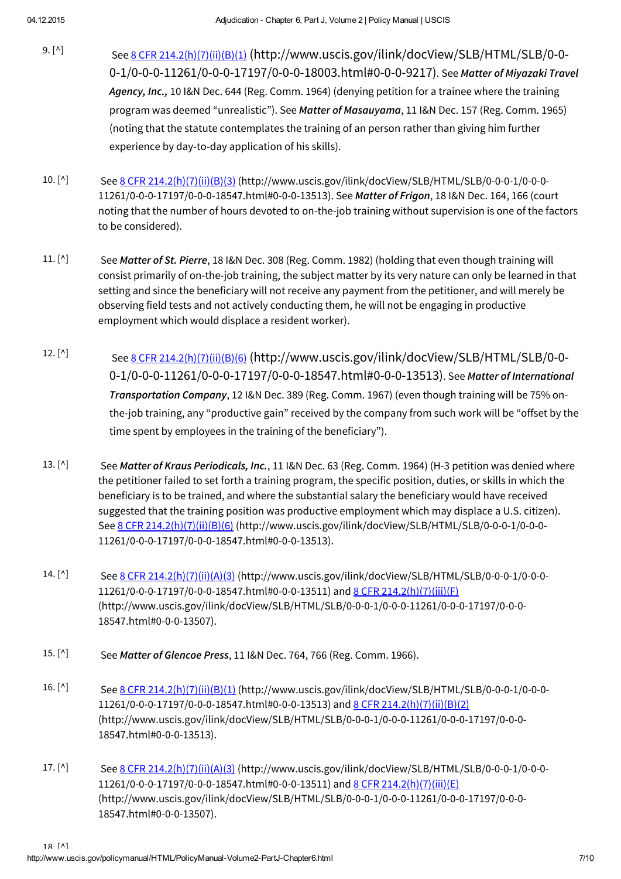9. [^] See 8 CFR 214.2(h)(7)(ii)(B)(1) (http://www.uscis.gov/ilink/docView/SLB/HTML/SLB/0-0-0-1/0-0-0-11261/0-0-0-17197/0-0-0-18003.html#0-0-0-9217). See ***Matter of Miyazaki Travel Agency, Inc.,*** 10 I&N Dec. 644 (Reg. Comm. 1964) (denying petition for a trainee where the training program was deemed "unrealistic"). See ***Matter of Masauyama***, 11 I&N Dec. 157 (Reg. Comm. 1965) (noting that the statute contemplates the training of an person rather than giving him further experience by day-to-day application of his skills).

10. [^] See 8 CFR 214.2(h)(7)(ii)(B)(3) (http://www.uscis.gov/ilink/docView/SLB/HTML/SLB/0-0-0-1/0-0-0-11261/0-0-0-17197/0-0-0-18547.html#0-0-0-13513). See ***Matter of Frigon***, 18 I&N Dec. 164, 166 (court noting that the number of hours devoted to on-the-job training without supervision is one of the factors to be considered).

11. [^] See ***Matter of St. Pierre***, 18 I&N Dec. 308 (Reg. Comm. 1982) (holding that even though training will consist primarily of on-the-job training, the subject matter by its very nature can only be learned in that setting and since the beneficiary will not receive any payment from the petitioner, and will merely be observing field tests and not actively conducting them, he will not be engaging in productive employment which would displace a resident worker).

12. [^] See 8 CFR 214.2(h)(7)(ii)(B)(6) (http://www.uscis.gov/ilink/docView/SLB/HTML/SLB/0-0-0-1/0-0-0-11261/0-0-0-17197/0-0-0-18547.html#0-0-0-13513). See ***Matter of International Transportation Company***, 12 I&N Dec. 389 (Reg. Comm. 1967) (even though training will be 75% on-the-job training, any "productive gain" received by the company from such work will be "offset by the time spent by employees in the training of the beneficiary").

13. [^] See ***Matter of Kraus Periodicals, Inc.***, 11 I&N Dec. 63 (Reg. Comm. 1964) (H-3 petition was denied where the petitioner failed to set forth a training program, the specific position, duties, or skills in which the beneficiary is to be trained, and where the substantial salary the beneficiary would have received suggested that the training position was productive employment which may displace a U.S. citizen). See 8 CFR 214.2(h)(7)(ii)(B)(6) (http://www.uscis.gov/ilink/docView/SLB/HTML/SLB/0-0-0-1/0-0-0-11261/0-0-0-17197/0-0-0-18547.html#0-0-0-13513).

14. [^] See 8 CFR 214.2(h)(7)(ii)(A)(3) (http://www.uscis.gov/ilink/docView/SLB/HTML/SLB/0-0-0-1/0-0-0-11261/0-0-0-17197/0-0-0-18547.html#0-0-0-13511) and 8 CFR 214.2(h)(7)(iii)(F) (http://www.uscis.gov/ilink/docView/SLB/HTML/SLB/0-0-0-1/0-0-0-11261/0-0-0-17197/0-0-0-18547.html#0-0-0-13507).

15. [^] See ***Matter of Glencoe Press***, 11 I&N Dec. 764, 766 (Reg. Comm. 1966).

16. [^] See 8 CFR 214.2(h)(7)(ii)(B)(1) (http://www.uscis.gov/ilink/docView/SLB/HTML/SLB/0-0-0-1/0-0-0-11261/0-0-0-17197/0-0-0-18547.html#0-0-0-13513) and 8 CFR 214.2(h)(7)(ii)(B)(2) (http://www.uscis.gov/ilink/docView/SLB/HTML/SLB/0-0-0-1/0-0-0-11261/0-0-0-17197/0-0-0-18547.html#0-0-0-13513).

17. [^] See 8 CFR 214.2(h)(7)(ii)(A)(3) (http://www.uscis.gov/ilink/docView/SLB/HTML/SLB/0-0-0-1/0-0-0-11261/0-0-0-17197/0-0-0-18547.html#0-0-0-13511) and 8 CFR 214.2(h)(7)(iii)(E) (http://www.uscis.gov/ilink/docView/SLB/HTML/SLB/0-0-0-1/0-0-0-11261/0-0-0-17197/0-0-0-18547.html#0-0-0-13507).

18. [^]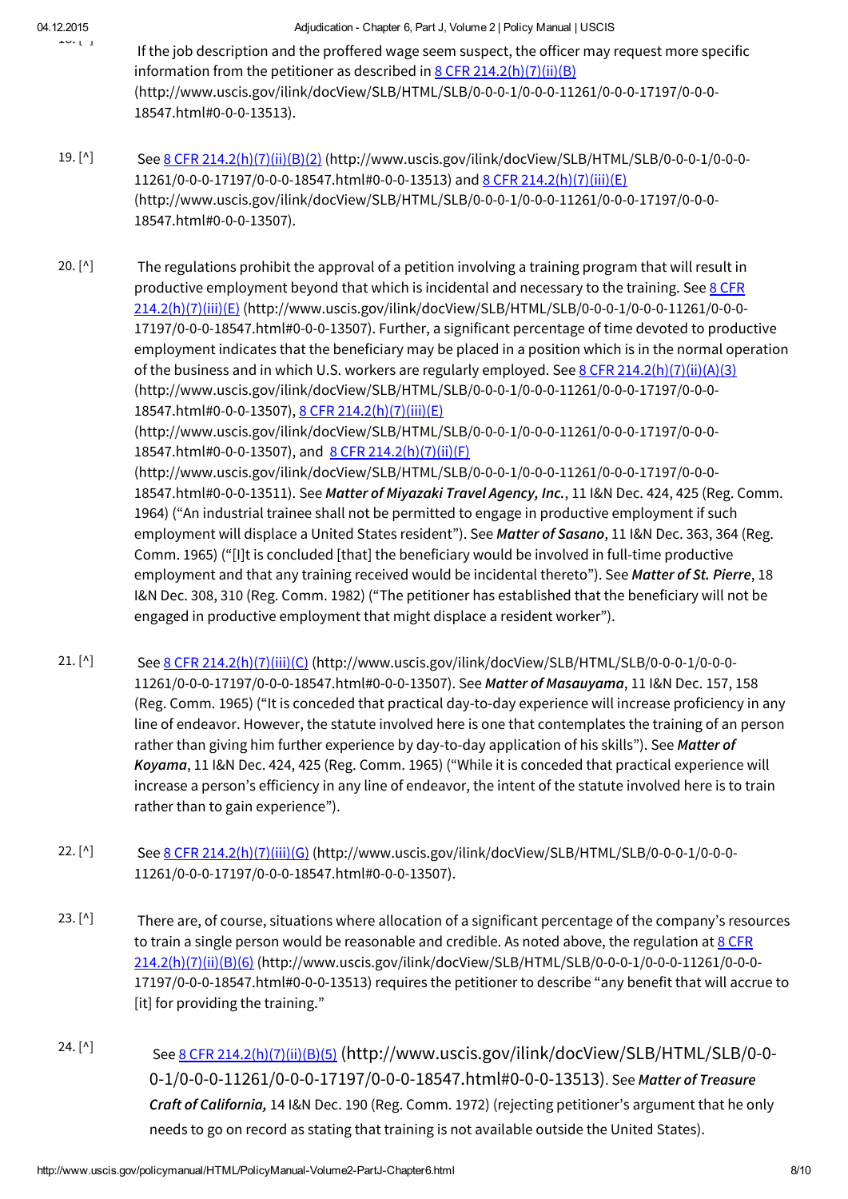If the job description and the proffered wage seem suspect, the officer may request more specific information from the petitioner as described in [8 CFR 214.2(h)(7)(ii)(B)](http://www.uscis.gov/ilink/docView/SLB/HTML/SLB/0-0-0-1/0-0-0-11261/0-0-0-17197/0-0-0-18547.html#0-0-0-13513) (http://www.uscis.gov/ilink/docView/SLB/HTML/SLB/0-0-0-1/0-0-0-11261/0-0-0-17197/0-0-0-18547.html#0-0-0-13513).

19. [^] See [8 CFR 214.2(h)(7)(ii)(B)(2)](http://www.uscis.gov/ilink/docView/SLB/HTML/SLB/0-0-0-1/0-0-0-11261/0-0-0-17197/0-0-0-18547.html#0-0-0-13513) (http://www.uscis.gov/ilink/docView/SLB/HTML/SLB/0-0-0-1/0-0-0-11261/0-0-0-17197/0-0-0-18547.html#0-0-0-13513) and [8 CFR 214.2(h)(7)(iii)(E)](http://www.uscis.gov/ilink/docView/SLB/HTML/SLB/0-0-0-1/0-0-0-11261/0-0-0-17197/0-0-0-18547.html#0-0-0-13507) (http://www.uscis.gov/ilink/docView/SLB/HTML/SLB/0-0-0-1/0-0-0-11261/0-0-0-17197/0-0-0-18547.html#0-0-0-13507).

20. [^] The regulations prohibit the approval of a petition involving a training program that will result in productive employment beyond that which is incidental and necessary to the training. See [8 CFR 214.2(h)(7)(iii)(E)](http://www.uscis.gov/ilink/docView/SLB/HTML/SLB/0-0-0-1/0-0-0-11261/0-0-0-17197/0-0-0-18547.html#0-0-0-13507) (http://www.uscis.gov/ilink/docView/SLB/HTML/SLB/0-0-0-1/0-0-0-11261/0-0-0-17197/0-0-0-18547.html#0-0-0-13507). Further, a significant percentage of time devoted to productive employment indicates that the beneficiary may be placed in a position which is in the normal operation of the business and in which U.S. workers are regularly employed. See [8 CFR 214.2(h)(7)(ii)(A)(3)](http://www.uscis.gov/ilink/docView/SLB/HTML/SLB/0-0-0-1/0-0-0-11261/0-0-0-17197/0-0-0-18547.html#0-0-0-13507) (http://www.uscis.gov/ilink/docView/SLB/HTML/SLB/0-0-0-1/0-0-0-11261/0-0-0-17197/0-0-0-18547.html#0-0-0-13507), [8 CFR 214.2(h)(7)(iii)(E)](http://www.uscis.gov/ilink/docView/SLB/HTML/SLB/0-0-0-1/0-0-0-11261/0-0-0-17197/0-0-0-18547.html#0-0-0-13507) (http://www.uscis.gov/ilink/docView/SLB/HTML/SLB/0-0-0-1/0-0-0-11261/0-0-0-17197/0-0-0-18547.html#0-0-0-13507), and [8 CFR 214.2(h)(7)(ii)(F)](http://www.uscis.gov/ilink/docView/SLB/HTML/SLB/0-0-0-1/0-0-0-11261/0-0-0-17197/0-0-0-18547.html#0-0-0-13511) (http://www.uscis.gov/ilink/docView/SLB/HTML/SLB/0-0-0-1/0-0-0-11261/0-0-0-17197/0-0-0-18547.html#0-0-0-13511). See ***Matter of Miyazaki Travel Agency, Inc.***, 11 I&N Dec. 424, 425 (Reg. Comm. 1964) ("An industrial trainee shall not be permitted to engage in productive employment if such employment will displace a United States resident"). See ***Matter of Sasano***, 11 I&N Dec. 363, 364 (Reg. Comm. 1965) ("[I]t is concluded [that] the beneficiary would be involved in full-time productive employment and that any training received would be incidental thereto"). See ***Matter of St. Pierre***, 18 I&N Dec. 308, 310 (Reg. Comm. 1982) ("The petitioner has established that the beneficiary will not be engaged in productive employment that might displace a resident worker").

21. [^] See [8 CFR 214.2(h)(7)(iii)(C)](http://www.uscis.gov/ilink/docView/SLB/HTML/SLB/0-0-0-1/0-0-0-11261/0-0-0-17197/0-0-0-18547.html#0-0-0-13507) (http://www.uscis.gov/ilink/docView/SLB/HTML/SLB/0-0-0-1/0-0-0-11261/0-0-0-17197/0-0-0-18547.html#0-0-0-13507). See ***Matter of Masauyama***, 11 I&N Dec. 157, 158 (Reg. Comm. 1965) ("It is conceded that practical day-to-day experience will increase proficiency in any line of endeavor. However, the statute involved here is one that contemplates the training of an person rather than giving him further experience by day-to-day application of his skills"). See ***Matter of Koyama***, 11 I&N Dec. 424, 425 (Reg. Comm. 1965) ("While it is conceded that practical experience will increase a person's efficiency in any line of endeavor, the intent of the statute involved here is to train rather than to gain experience").

22. [^] See [8 CFR 214.2(h)(7)(iii)(G)](http://www.uscis.gov/ilink/docView/SLB/HTML/SLB/0-0-0-1/0-0-0-11261/0-0-0-17197/0-0-0-18547.html#0-0-0-13507) (http://www.uscis.gov/ilink/docView/SLB/HTML/SLB/0-0-0-1/0-0-0-11261/0-0-0-17197/0-0-0-18547.html#0-0-0-13507).

23. [^] There are, of course, situations where allocation of a significant percentage of the company's resources to train a single person would be reasonable and credible. As noted above, the regulation at [8 CFR 214.2(h)(7)(ii)(B)(6)](http://www.uscis.gov/ilink/docView/SLB/HTML/SLB/0-0-0-1/0-0-0-11261/0-0-0-17197/0-0-0-18547.html#0-0-0-13513) (http://www.uscis.gov/ilink/docView/SLB/HTML/SLB/0-0-0-1/0-0-0-11261/0-0-0-17197/0-0-0-18547.html#0-0-0-13513) requires the petitioner to describe "any benefit that will accrue to [it] for providing the training."

24. [^] See [8 CFR 214.2(h)(7)(ii)(B)(5)](http://www.uscis.gov/ilink/docView/SLB/HTML/SLB/0-0-0-1/0-0-0-11261/0-0-0-17197/0-0-0-18547.html#0-0-0-13513) (http://www.uscis.gov/ilink/docView/SLB/HTML/SLB/0-0-0-1/0-0-0-11261/0-0-0-17197/0-0-0-18547.html#0-0-0-13513). See ***Matter of Treasure Craft of California,*** 14 I&N Dec. 190 (Reg. Comm. 1972) (rejecting petitioner's argument that he only needs to go on record as stating that training is not available outside the United States).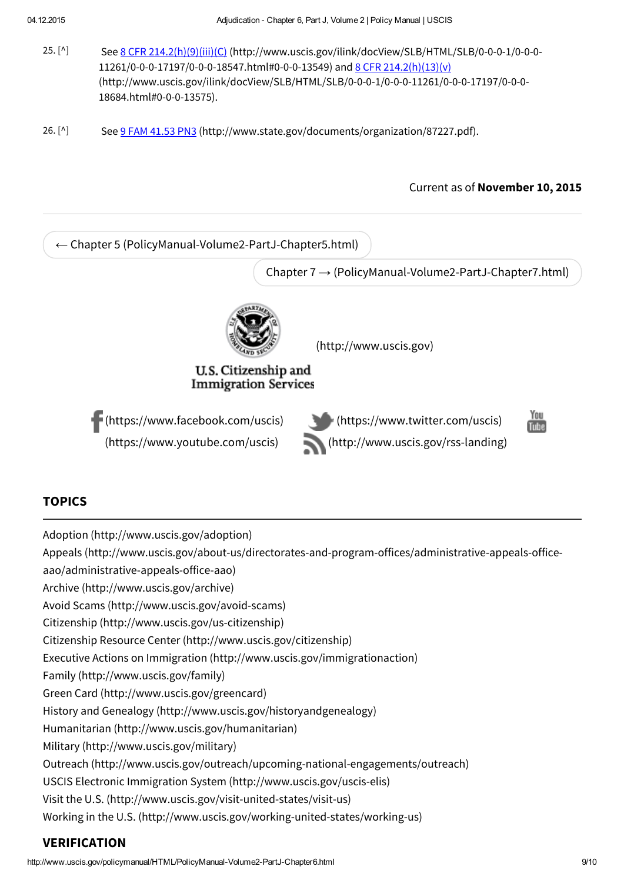25. [^] See 8 CFR 214.2(h)(9)(iii)(C) (http://www.uscis.gov/ilink/docView/SLB/HTML/SLB/0-0-0-1/0-0-0-11261/0-0-0-17197/0-0-0-18547.html#0-0-0-13549) and 8 CFR 214.2(h)(13)(v) (http://www.uscis.gov/ilink/docView/SLB/HTML/SLB/0-0-0-1/0-0-0-11261/0-0-0-17197/0-0-0-18684.html#0-0-0-13575).

26. [^] See 9 FAM 41.53 PN3 (http://www.state.gov/documents/organization/87227.pdf).

Current as of **November 10, 2015**

← Chapter 5 (PolicyManual-Volume2-PartJ-Chapter5.html)

Chapter 7 → (PolicyManual-Volume2-PartJ-Chapter7.html)

U.S. Citizenship and Immigration Services (http://www.uscis.gov)

(https://www.facebook.com/uscis) (https://www.twitter.com/uscis)
(https://www.youtube.com/uscis) (http://www.uscis.gov/rss-landing)

## TOPICS

Adoption (http://www.uscis.gov/adoption)
Appeals (http://www.uscis.gov/about-us/directorates-and-program-offices/administrative-appeals-office-aao/administrative-appeals-office-aao)
Archive (http://www.uscis.gov/archive)
Avoid Scams (http://www.uscis.gov/avoid-scams)
Citizenship (http://www.uscis.gov/us-citizenship)
Citizenship Resource Center (http://www.uscis.gov/citizenship)
Executive Actions on Immigration (http://www.uscis.gov/immigrationaction)
Family (http://www.uscis.gov/family)
Green Card (http://www.uscis.gov/greencard)
History and Genealogy (http://www.uscis.gov/historyandgenealogy)
Humanitarian (http://www.uscis.gov/humanitarian)
Military (http://www.uscis.gov/military)
Outreach (http://www.uscis.gov/outreach/upcoming-national-engagements/outreach)
USCIS Electronic Immigration System (http://www.uscis.gov/uscis-elis)
Visit the U.S. (http://www.uscis.gov/visit-united-states/visit-us)
Working in the U.S. (http://www.uscis.gov/working-united-states/working-us)

## VERIFICATION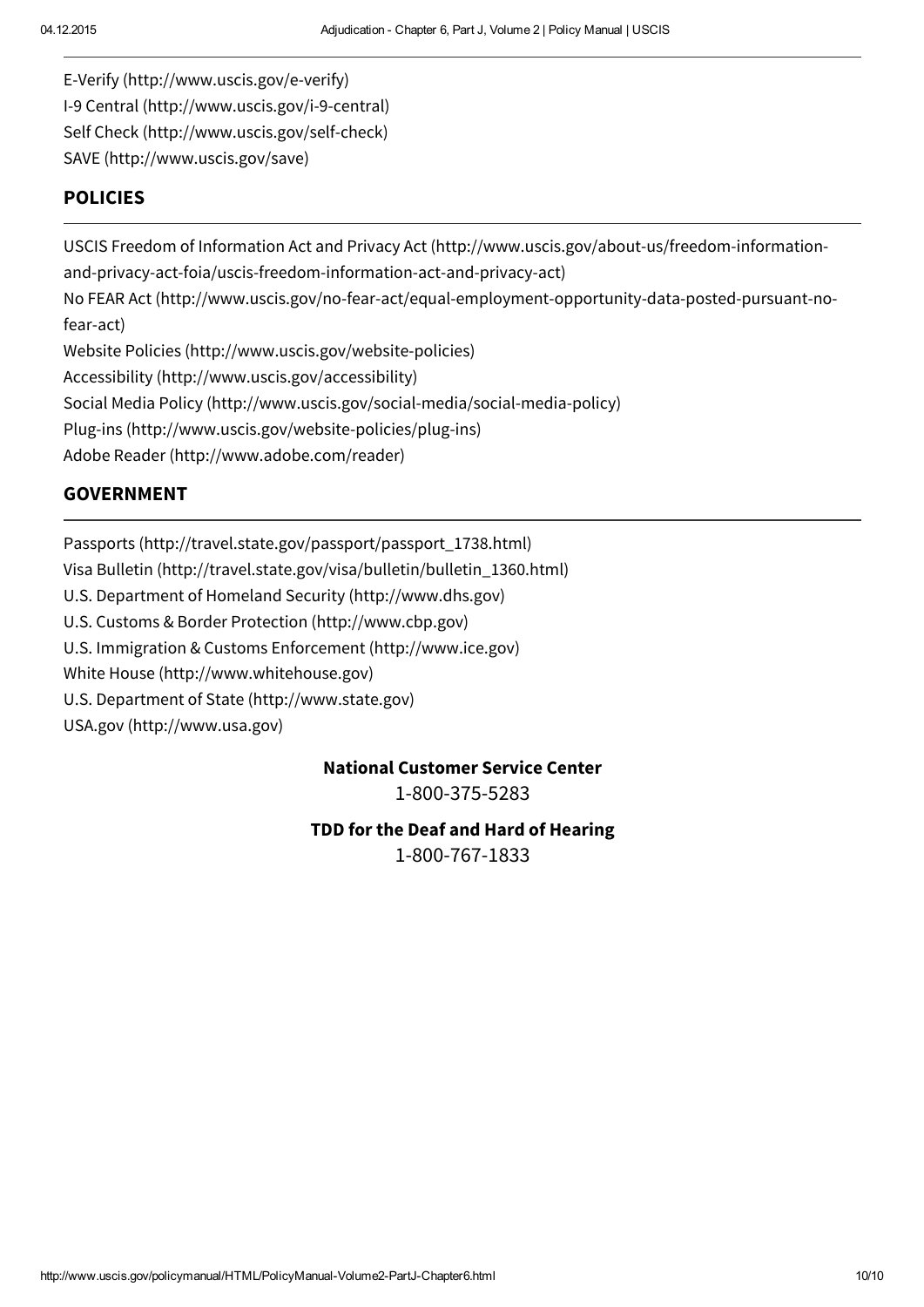E-Verify (http://www.uscis.gov/e-verify)
I-9 Central (http://www.uscis.gov/i-9-central)
Self Check (http://www.uscis.gov/self-check)
SAVE (http://www.uscis.gov/save)

## POLICIES

USCIS Freedom of Information Act and Privacy Act (http://www.uscis.gov/about-us/freedom-information-and-privacy-act-foia/uscis-freedom-information-act-and-privacy-act)
No FEAR Act (http://www.uscis.gov/no-fear-act/equal-employment-opportunity-data-posted-pursuant-no-fear-act)
Website Policies (http://www.uscis.gov/website-policies)
Accessibility (http://www.uscis.gov/accessibility)
Social Media Policy (http://www.uscis.gov/social-media/social-media-policy)
Plug-ins (http://www.uscis.gov/website-policies/plug-ins)
Adobe Reader (http://www.adobe.com/reader)

## GOVERNMENT

Passports (http://travel.state.gov/passport/passport_1738.html)
Visa Bulletin (http://travel.state.gov/visa/bulletin/bulletin_1360.html)
U.S. Department of Homeland Security (http://www.dhs.gov)
U.S. Customs & Border Protection (http://www.cbp.gov)
U.S. Immigration & Customs Enforcement (http://www.ice.gov)
White House (http://www.whitehouse.gov)
U.S. Department of State (http://www.state.gov)
USA.gov (http://www.usa.gov)

**National Customer Service Center**
1-800-375-5283

**TDD for the Deaf and Hard of Hearing**
1-800-767-1833